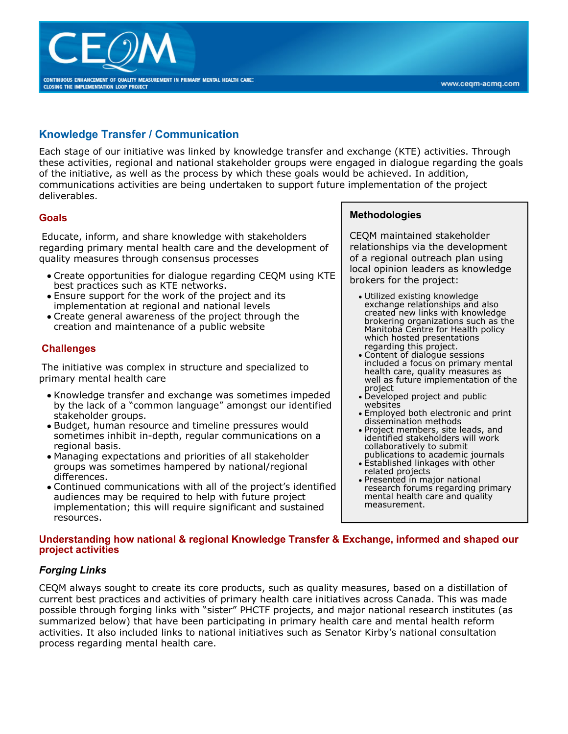# Knowledge Transfer / Communication

Each stage of our initiative was linked by knowledge transfer and exchange (KTE) activities. Through these activities, regional and national stakeholder groups were engaged in dialogue regarding the goals of the initiative, as well as the process by which these goals would be achieved. In addition, communications activities are being undertaken to support future implementation of the project deliverables.

## Goals

Educate, inform, and share knowledge with stakeholders regarding primary mental health care and the development of quality measures through consensus processes

- Create opportunities for dialogue regarding CEQM using KTE best practices such as KTE networks.
- Ensure support for the work of the project and its implementation at regional and national levels
- Create general awareness of the project through the creation and maintenance of a public website

## Challenges

The initiative was complex in structure and specialized to primary mental health care

- Knowledge transfer and exchange was sometimes impeded by the lack of a "common language" amongst our identified stakeholder groups.
- Budget, human resource and timeline pressures would sometimes inhibit in-depth, regular communications on a regional basis.
- Managing expectations and priorities of all stakeholder groups was sometimes hampered by national/regional differences.
- Continued communications with all of the project's identified audiences may be required to help with future project implementation; this will require significant and sustained resources.

## Methodologies

CEQM maintained stakeholder relationships via the development of a regional outreach plan using local opinion leaders as knowledge brokers for the project:

- Utilized existing knowledge exchange relationships and also created new links with knowledge brokering organizations such as the Manitoba Centre for Health policy which hosted presentations regarding this project.
- Content of dialogue sessions included a focus on primary mental health care, quality measures as well as future implementation of the project
- Developed project and public websites
- Employed both electronic and print dissemination methods
- Project members, site leads, and identified stakeholders will work collaboratively to submit publications to academic journals
- Established linkages with other related projects
- Presented in major national research forums regarding primary mental health care and quality measurement.

## Understanding how national & regional Knowledge Transfer & Exchange, informed and shaped our project activities

### *Forging Links*

CEQM always sought to create its core products, such as quality measures, based on a distillation of current best practices and activities of primary health care initiatives across Canada. This was made possible through forging links with "sister" PHCTF projects, and major national research institutes (as summarized below) that have been participating in primary health care and mental health reform activities. It also included links to national initiatives such as Senator Kirby's national consultation process regarding mental health care.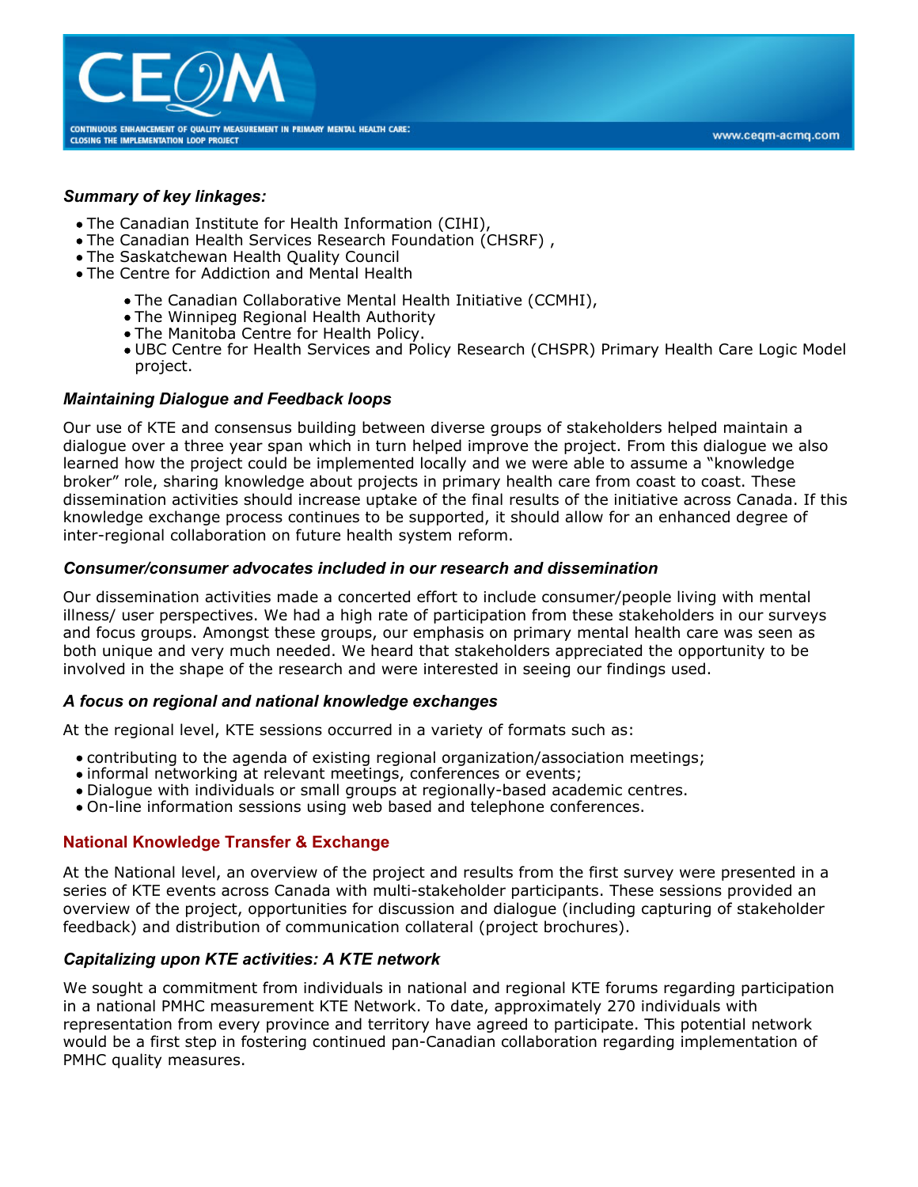*Summary of key linkages:*

- The Canadian Institute for Health Information (CIHI),
- The Canadian Health Services Research Foundation (CHSRF) ,
- The Saskatchewan Health Quality Council
- The Centre for Addiction and Mental Health
    - The Canadian Collaborative Mental Health Initiative (CCMHI),
    - The Winnipeg Regional Health Authority
    - The Manitoba Centre for Health Policy.
    - UBC Centre for Health Services and Policy Research (CHSPR) Primary Health Care Logic Model project.

### *Maintaining Dialogue and Feedback loops*

Our use of KTE and consensus building between diverse groups of stakeholders helped maintain a dialogue over a three year span which in turn helped improve the project. From this dialogue we also learned how the project could be implemented locally and we were able to assume a "knowledge broker" role, sharing knowledge about projects in primary health care from coast to coast. These dissemination activities should increase uptake of the final results of the initiative across Canada. If this knowledge exchange process continues to be supported, it should allow for an enhanced degree of inter-regional collaboration on future health system reform.

### *Consumer/consumer advocates included in our research and dissemination*

Our dissemination activities made a concerted effort to include consumer/people living with mental illness/ user perspectives. We had a high rate of participation from these stakeholders in our surveys and focus groups. Amongst these groups, our emphasis on primary mental health care was seen as both unique and very much needed. We heard that stakeholders appreciated the opportunity to be involved in the shape of the research and were interested in seeing our findings used.

### *A focus on regional and national knowledge exchanges*

At the regional level, KTE sessions occurred in a variety of formats such as:

- contributing to the agenda of existing regional organization/association meetings;
- informal networking at relevant meetings, conferences or events;
- Dialogue with individuals or small groups at regionally-based academic centres.
- On-line information sessions using web based and telephone conferences.

## National Knowledge Transfer & Exchange

At the National level, an overview of the project and results from the first survey were presented in a series of KTE events across Canada with multi-stakeholder participants. These sessions provided an overview of the project, opportunities for discussion and dialogue (including capturing of stakeholder feedback) and distribution of communication collateral (project brochures).

### *Capitalizing upon KTE activities: A KTE network*

We sought a commitment from individuals in national and regional KTE forums regarding participation in a national PMHC measurement KTE Network. To date, approximately 270 individuals with representation from every province and territory have agreed to participate. This potential network would be a first step in fostering continued pan-Canadian collaboration regarding implementation of PMHC quality measures.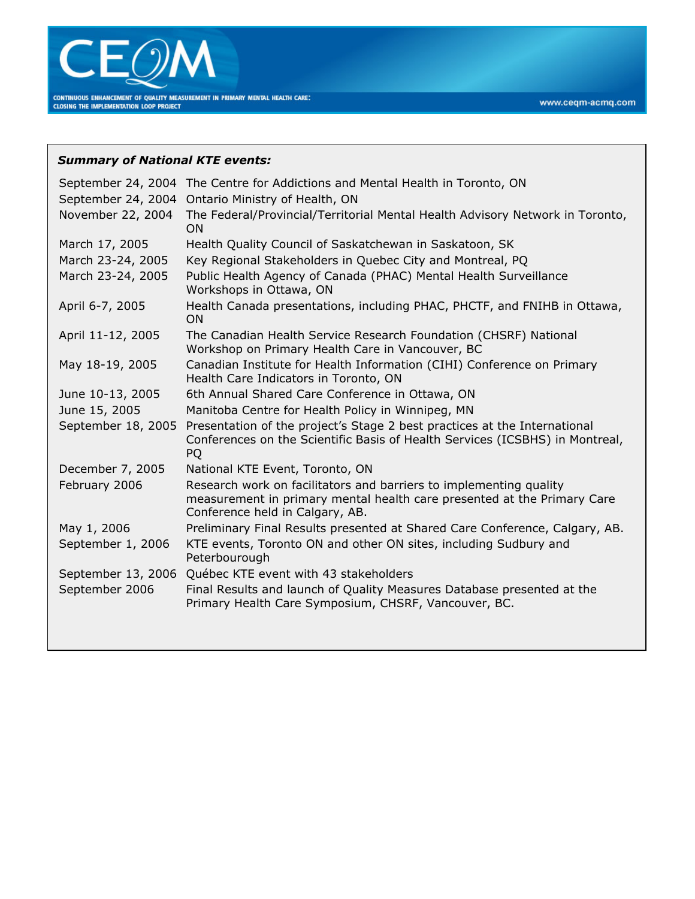***Summary of National KTE events:***

| | |
|---|---|
| September 24, 2004 | The Centre for Addictions and Mental Health in Toronto, ON |
| September 24, 2004 | Ontario Ministry of Health, ON |
| November 22, 2004 | The Federal/Provincial/Territorial Mental Health Advisory Network in Toronto, ON |
| March 17, 2005 | Health Quality Council of Saskatchewan in Saskatoon, SK |
| March 23-24, 2005 | Key Regional Stakeholders in Quebec City and Montreal, PQ |
| March 23-24, 2005 | Public Health Agency of Canada (PHAC) Mental Health Surveillance Workshops in Ottawa, ON |
| April 6-7, 2005 | Health Canada presentations, including PHAC, PHCTF, and FNIHB in Ottawa, ON |
| April 11-12, 2005 | The Canadian Health Service Research Foundation (CHSRF) National Workshop on Primary Health Care in Vancouver, BC |
| May 18-19, 2005 | Canadian Institute for Health Information (CIHI) Conference on Primary Health Care Indicators in Toronto, ON |
| June 10-13, 2005 | 6th Annual Shared Care Conference in Ottawa, ON |
| June 15, 2005 | Manitoba Centre for Health Policy in Winnipeg, MN |
| September 18, 2005 | Presentation of the project's Stage 2 best practices at the International Conferences on the Scientific Basis of Health Services (ICSBHS) in Montreal, PQ |
| December 7, 2005 | National KTE Event, Toronto, ON |
| February 2006 | Research work on facilitators and barriers to implementing quality measurement in primary mental health care presented at the Primary Care Conference held in Calgary, AB. |
| May 1, 2006 | Preliminary Final Results presented at Shared Care Conference, Calgary, AB. |
| September 1, 2006 | KTE events, Toronto ON and other ON sites, including Sudbury and Peterbourough |
| September 13, 2006 | Québec KTE event with 43 stakeholders |
| September 2006 | Final Results and launch of Quality Measures Database presented at the Primary Health Care Symposium, CHSRF, Vancouver, BC. |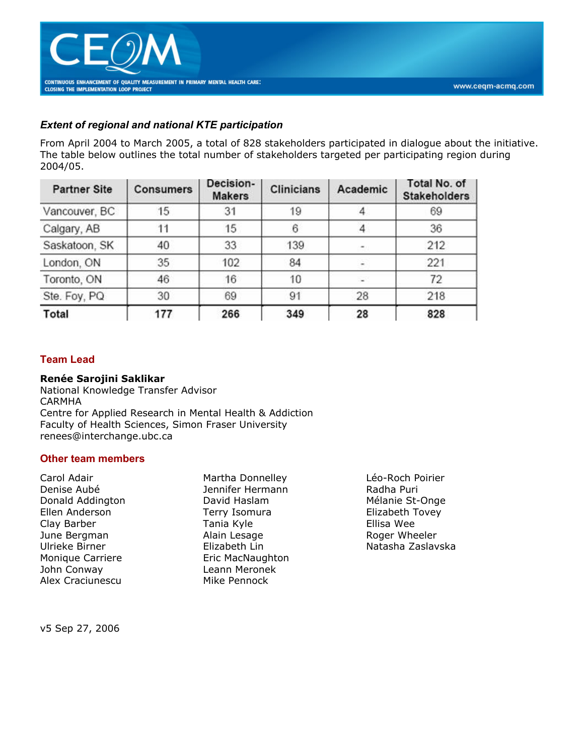### *Extent of regional and national KTE participation*

From April 2004 to March 2005, a total of 828 stakeholders participated in dialogue about the initiative. The table below outlines the total number of stakeholders targeted per participating region during 2004/05.

| Partner Site | Consumers | Decision-Makers | Clinicians | Academic | Total No. of Stakeholders |
|---|---|---|---|---|---|
| Vancouver, BC | 15 | 31 | 19 | 4 | 69 |
| Calgary, AB | 11 | 15 | 6 | 4 | 36 |
| Saskatoon, SK | 40 | 33 | 139 | - | 212 |
| London, ON | 35 | 102 | 84 | - | 221 |
| Toronto, ON | 46 | 16 | 10 | - | 72 |
| Ste. Foy, PQ | 30 | 69 | 91 | 28 | 218 |
| **Total** | **177** | **266** | **349** | **28** | **828** |

### Team Lead

**Renée Sarojini Saklikar**
National Knowledge Transfer Advisor
CARMHA
Centre for Applied Research in Mental Health & Addiction
Faculty of Health Sciences, Simon Fraser University
renees@interchange.ubc.ca

### Other team members

Carol Adair
Denise Aubé
Donald Addington
Ellen Anderson
Clay Barber
June Bergman
Ulrieke Birner
Monique Carriere
John Conway
Alex Craciunescu
Martha Donnelley
Jennifer Hermann
David Haslam
Terry Isomura
Tania Kyle
Alain Lesage
Elizabeth Lin
Eric MacNaughton
Leann Meronek
Mike Pennock
Léo-Roch Poirier
Radha Puri
Mélanie St-Onge
Elizabeth Tovey
Ellisa Wee
Roger Wheeler
Natasha Zaslavska

v5 Sep 27, 2006